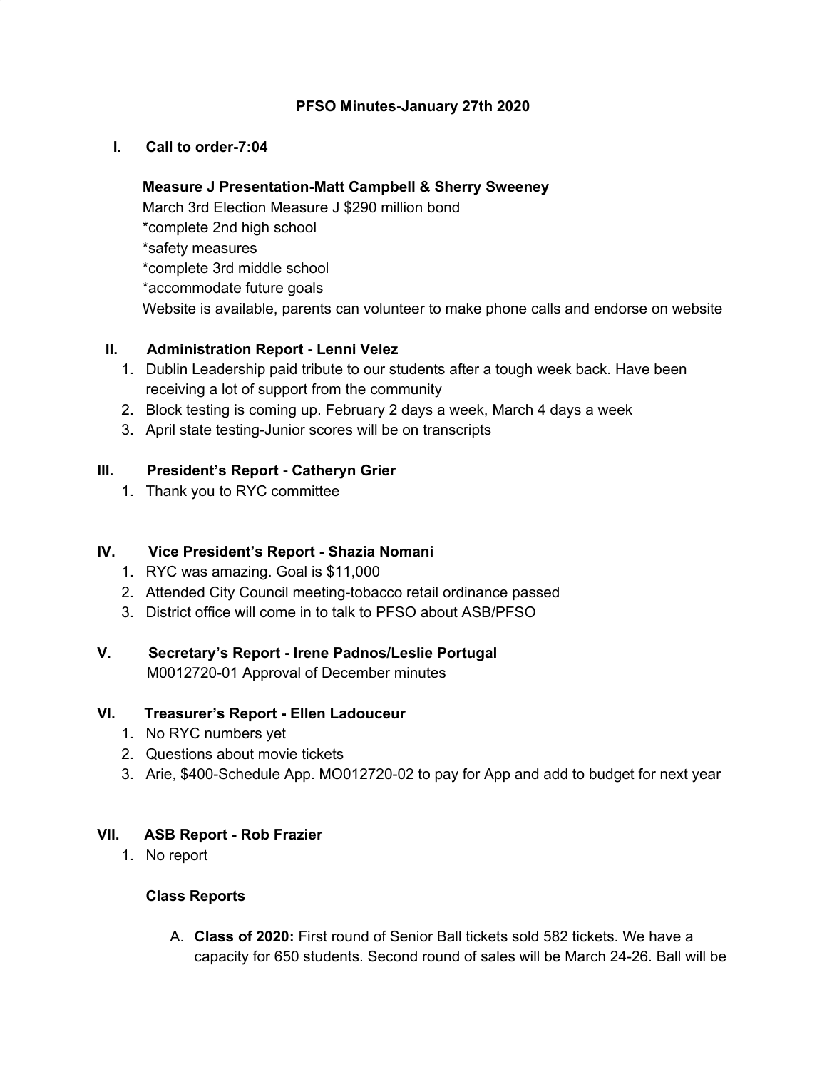# PFSO Minutes-January 27th 2020

## I. Call to order-7:04

**Measure J Presentation-Matt Campbell & Sherry Sweeney**

March 3rd Election Measure J $290 million bond

*complete 2nd high school

*safety measures

*complete 3rd middle school

*accommodate future goals

Website is available, parents can volunteer to make phone calls and endorse on website

## II. Administration Report - Lenni Velez

1. Dublin Leadership paid tribute to our students after a tough week back. Have been receiving a lot of support from the community
2. Block testing is coming up. February 2 days a week, March 4 days a week
3. April state testing-Junior scores will be on transcripts

## III. President's Report - Catheryn Grier

1. Thank you to RYC committee

## IV. Vice President's Report - Shazia Nomani

1. RYC was amazing. Goal is $11,000
2. Attended City Council meeting-tobacco retail ordinance passed
3. District office will come in to talk to PFSO about ASB/PFSO

## V. Secretary's Report - Irene Padnos/Leslie Portugal

M0012720-01 Approval of December minutes

## VI. Treasurer's Report - Ellen Ladouceur

1. No RYC numbers yet
2. Questions about movie tickets
3. Arie, $400-Schedule App. MO012720-02 to pay for App and add to budget for next year

## VII. ASB Report - Rob Frazier

1. No report

**Class Reports**

A. **Class of 2020:** First round of Senior Ball tickets sold 582 tickets. We have a capacity for 650 students. Second round of sales will be March 24-26. Ball will be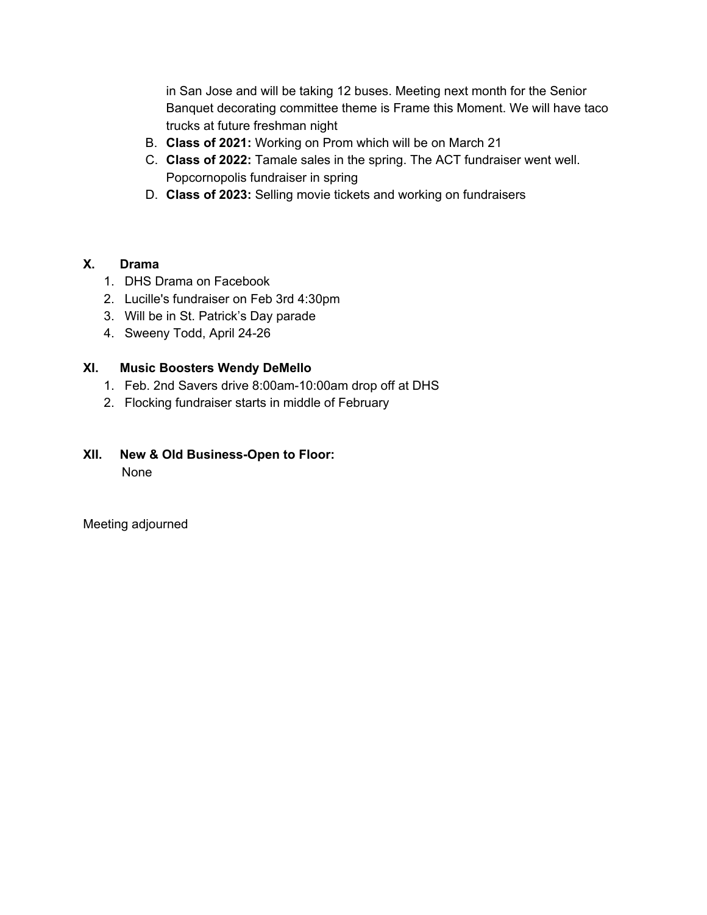in San Jose and will be taking 12 buses. Meeting next month for the Senior Banquet decorating committee theme is Frame this Moment. We will have taco trucks at future freshman night

B. **Class of 2021:** Working on Prom which will be on March 21
C. **Class of 2022:** Tamale sales in the spring. The ACT fundraiser went well. Popcornopolis fundraiser in spring
D. **Class of 2023:** Selling movie tickets and working on fundraisers

## X. Drama

1. DHS Drama on Facebook
2. Lucille's fundraiser on Feb 3rd 4:30pm
3. Will be in St. Patrick's Day parade
4. Sweeny Todd, April 24-26

## XI. Music Boosters Wendy DeMello

1. Feb. 2nd Savers drive 8:00am-10:00am drop off at DHS
2. Flocking fundraiser starts in middle of February

## XII. New & Old Business-Open to Floor:

None

Meeting adjourned